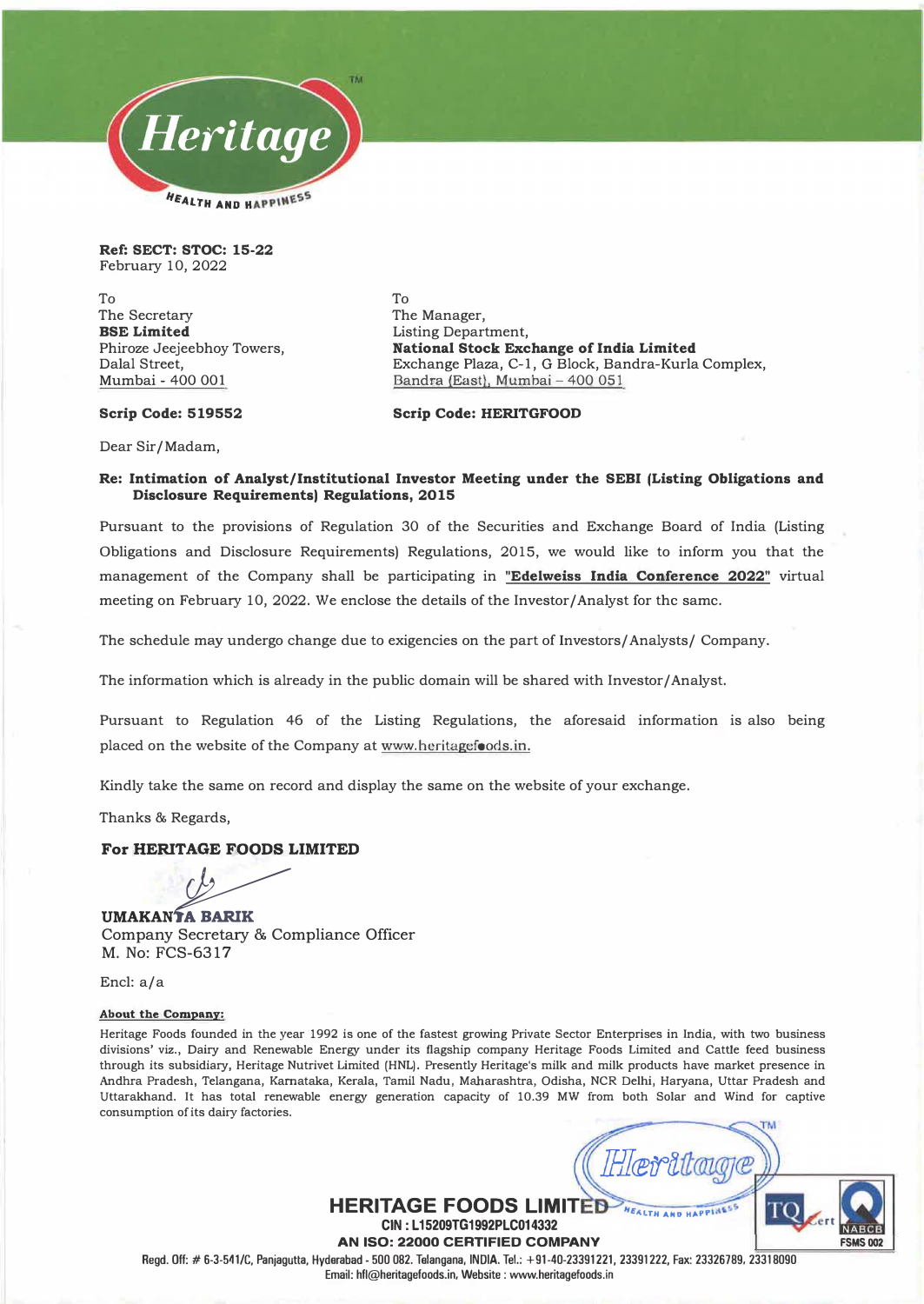**Ref: SECT: STOC: 15-22**
February 10, 2022

To
The Secretary
**BSE Limited**
Phiroze Jeejeebhoy Towers,
Dalal Street,
Mumbai - 400 001

**Scrip Code: 519552**

To
The Manager,
Listing Department,
**National Stock Exchange of India Limited**
Exchange Plaza, C-1, G Block, Bandra-Kurla Complex,
Bandra (East), Mumbai – 400 051

**Scrip Code: HERITGFOOD**

Dear Sir/Madam,

**Re: Intimation of Analyst/Institutional Investor Meeting under the SEBI (Listing Obligations and Disclosure Requirements) Regulations, 2015**

Pursuant to the provisions of Regulation 30 of the Securities and Exchange Board of India (Listing Obligations and Disclosure Requirements) Regulations, 2015, we would like to inform you that the management of the Company shall be participating in **"Edelweiss India Conference 2022"** virtual meeting on February 10, 2022. We enclose the details of the Investor/Analyst for the same.

The schedule may undergo change due to exigencies on the part of Investors/Analysts/ Company.

The information which is already in the public domain will be shared with Investor/Analyst.

Pursuant to Regulation 46 of the Listing Regulations, the aforesaid information is also being placed on the website of the Company at www.heritagefoods.in.

Kindly take the same on record and display the same on the website of your exchange.

Thanks & Regards,

**For HERITAGE FOODS LIMITED**

**UMAKANTA BARIK**
Company Secretary & Compliance Officer
M. No: FCS-6317

Encl: a/a

**About the Company:**

Heritage Foods founded in the year 1992 is one of the fastest growing Private Sector Enterprises in India, with two business divisions' viz., Dairy and Renewable Energy under its flagship company Heritage Foods Limited and Cattle feed business through its subsidiary, Heritage Nutrivet Limited (HNL). Presently Heritage's milk and milk products have market presence in Andhra Pradesh, Telangana, Karnataka, Kerala, Tamil Nadu, Maharashtra, Odisha, NCR Delhi, Haryana, Uttar Pradesh and Uttarakhand. It has total renewable energy generation capacity of 10.39 MW from both Solar and Wind for captive consumption of its dairy factories.

**HERITAGE FOODS LIMITED**
CIN : L15209TG1992PLC014332
AN ISO: 22000 CERTIFIED COMPANY
Regd. Off: # 6-3-541/C, Panjagutta, Hyderabad - 500 082. Telangana, INDIA. Tel.: +91-40-23391221, 23391222, Fax: 23326789, 23318090
Email: hfl@heritagefoods.in, Website : www.heritagefoods.in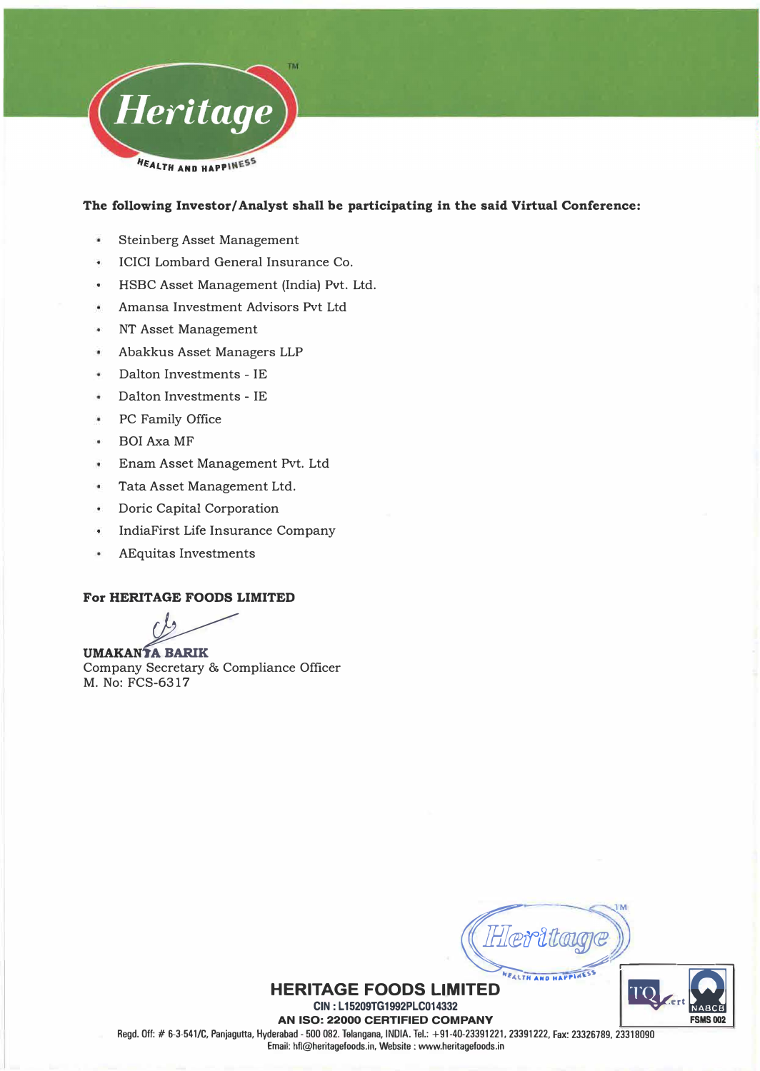**The following Investor/Analyst shall be participating in the said Virtual Conference:**

- Steinberg Asset Management
- ICICI Lombard General Insurance Co.
- HSBC Asset Management (India) Pvt. Ltd.
- Amansa Investment Advisors Pvt Ltd
- NT Asset Management
- Abakkus Asset Managers LLP
- Dalton Investments - IE
- Dalton Investments - IE
- PC Family Office
- BOI Axa MF
- Enam Asset Management Pvt. Ltd
- Tata Asset Management Ltd.
- Doric Capital Corporation
- IndiaFirst Life Insurance Company
- AEquitas Investments

**For HERITAGE FOODS LIMITED**

**UMAKANTA BARIK**
Company Secretary & Compliance Officer
M. No: FCS-6317

**HERITAGE FOODS LIMITED**
CIN : L15209TG1992PLC014332
AN ISO: 22000 CERTIFIED COMPANY
Regd. Off: # 6-3-541/C, Panjagutta, Hyderabad - 500 082. Telangana, INDIA. Tel.: +91-40-23391221, 23391222, Fax: 23326789, 23318090
Email: hfl@heritagefoods.in, Website : www.heritagefoods.in